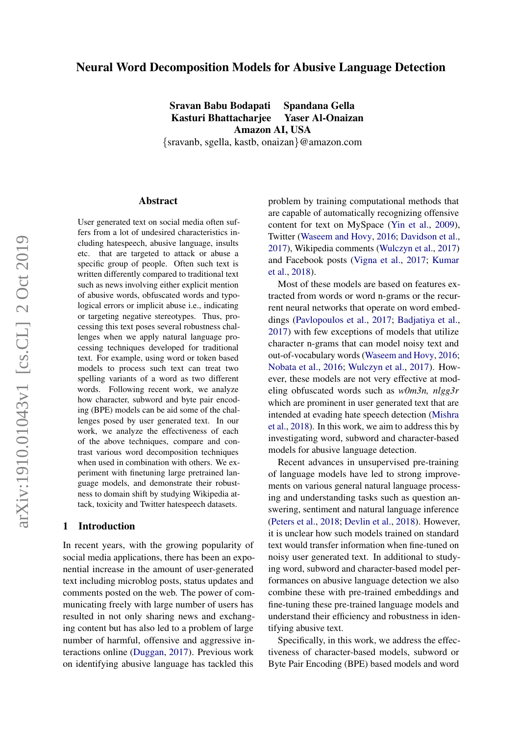# Neural Word Decomposition Models for Abusive Language Detection

**Sravan Babu Bodapati    Spandana Gella**
**Kasturi Bhattacharjee    Yaser Al-Onaizan**
**Amazon AI, USA**
{sravanb, sgella, kastb, onaizan}@amazon.com

## Abstract

User generated text on social media often suffers from a lot of undesired characteristics including hatespeech, abusive language, insults etc. that are targeted to attack or abuse a specific group of people. Often such text is written differently compared to traditional text such as news involving either explicit mention of abusive words, obfuscated words and typological errors or implicit abuse i.e., indicating or targeting negative stereotypes. Thus, processing this text poses several robustness challenges when we apply natural language processing techniques developed for traditional text. For example, using word or token based models to process such text can treat two spelling variants of a word as two different words. Following recent work, we analyze how character, subword and byte pair encoding (BPE) models can be aid some of the challenges posed by user generated text. In our work, we analyze the effectiveness of each of the above techniques, compare and contrast various word decomposition techniques when used in combination with others. We experiment with finetuning large pretrained language models, and demonstrate their robustness to domain shift by studying Wikipedia attack, toxicity and Twitter hatespeech datasets.

## 1 Introduction

In recent years, with the growing popularity of social media applications, there has been an exponential increase in the amount of user-generated text including microblog posts, status updates and comments posted on the web. The power of communicating freely with large number of users has resulted in not only sharing news and exchanging content but has also led to a problem of large number of harmful, offensive and aggressive interactions online (Duggan, 2017). Previous work on identifying abusive language has tackled this problem by training computational methods that are capable of automatically recognizing offensive content for text on MySpace (Yin et al., 2009), Twitter (Waseem and Hovy, 2016; Davidson et al., 2017), Wikipedia comments (Wulczyn et al., 2017) and Facebook posts (Vigna et al., 2017; Kumar et al., 2018).

Most of these models are based on features extracted from words or word n-grams or the recurrent neural networks that operate on word embeddings (Pavlopoulos et al., 2017; Badjatiya et al., 2017) with few exceptions of models that utilize character n-grams that can model noisy text and out-of-vocabulary words (Waseem and Hovy, 2016; Nobata et al., 2016; Wulczyn et al., 2017). However, these models are not very effective at modeling obfuscated words such as *w0m3n, nlgg3r* which are prominent in user generated text that are intended at evading hate speech detection (Mishra et al., 2018). In this work, we aim to address this by investigating word, subword and character-based models for abusive language detection.

Recent advances in unsupervised pre-training of language models have led to strong improvements on various general natural language processing and understanding tasks such as question answering, sentiment and natural language inference (Peters et al., 2018; Devlin et al., 2018). However, it is unclear how such models trained on standard text would transfer information when fine-tuned on noisy user generated text. In additional to studying word, subword and character-based model performances on abusive language detection we also combine these with pre-trained embeddings and fine-tuning these pre-trained language models and understand their efficiency and robustness in identifying abusive text.

Specifically, in this work, we address the effectiveness of character-based models, subword or Byte Pair Encoding (BPE) based models and word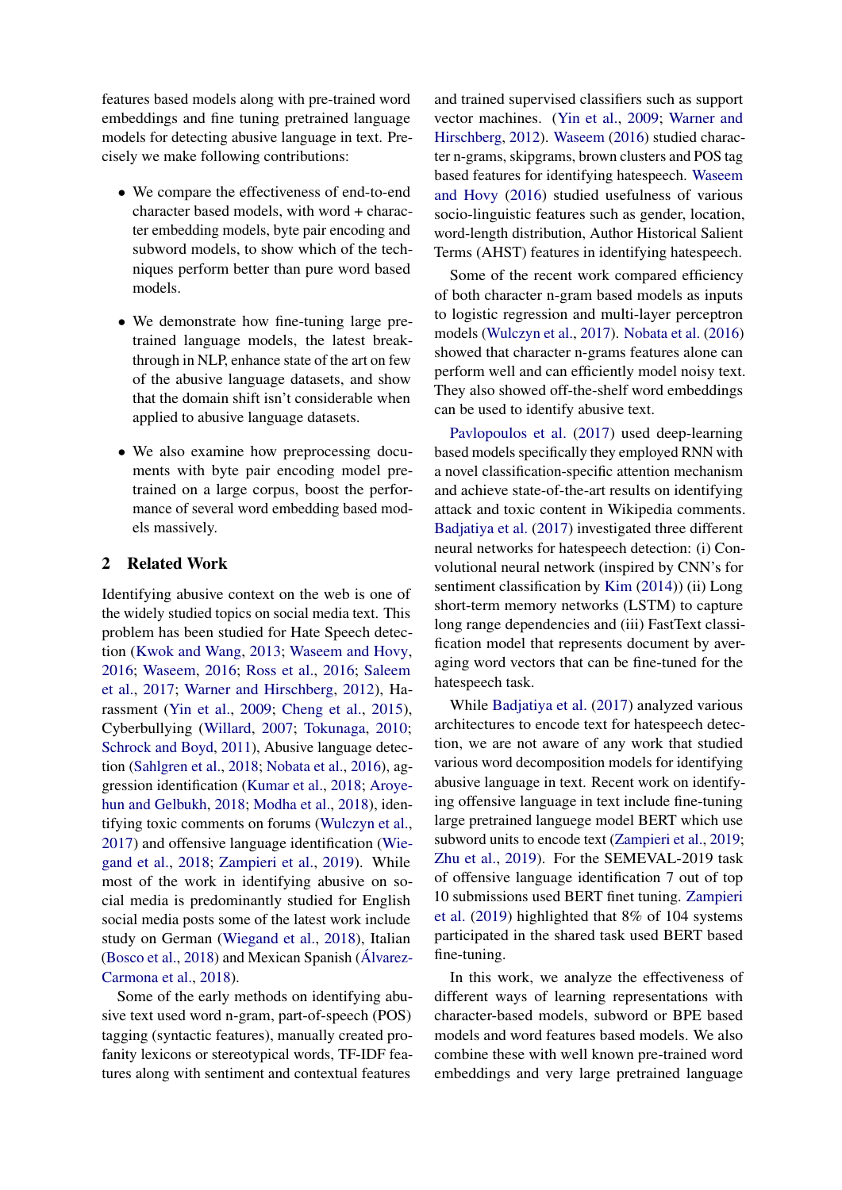features based models along with pre-trained word embeddings and fine tuning pretrained language models for detecting abusive language in text. Precisely we make following contributions:

- We compare the effectiveness of end-to-end character based models, with word + character embedding models, byte pair encoding and subword models, to show which of the techniques perform better than pure word based models.
- We demonstrate how fine-tuning large pre-trained language models, the latest breakthrough in NLP, enhance state of the art on few of the abusive language datasets, and show that the domain shift isn't considerable when applied to abusive language datasets.
- We also examine how preprocessing documents with byte pair encoding model pre-trained on a large corpus, boost the performance of several word embedding based models massively.

## 2 Related Work

Identifying abusive context on the web is one of the widely studied topics on social media text. This problem has been studied for Hate Speech detection (Kwok and Wang, 2013; Waseem and Hovy, 2016; Waseem, 2016; Ross et al., 2016; Saleem et al., 2017; Warner and Hirschberg, 2012), Harassment (Yin et al., 2009; Cheng et al., 2015), Cyberbullying (Willard, 2007; Tokunaga, 2010; Schrock and Boyd, 2011), Abusive language detection (Sahlgren et al., 2018; Nobata et al., 2016), aggression identification (Kumar et al., 2018; Aroyehun and Gelbukh, 2018; Modha et al., 2018), identifying toxic comments on forums (Wulczyn et al., 2017) and offensive language identification (Wiegand et al., 2018; Zampieri et al., 2019). While most of the work in identifying abusive on social media is predominantly studied for English social media posts some of the latest work include study on German (Wiegand et al., 2018), Italian (Bosco et al., 2018) and Mexican Spanish (Álvarez-Carmona et al., 2018).

Some of the early methods on identifying abusive text used word n-gram, part-of-speech (POS) tagging (syntactic features), manually created profanity lexicons or stereotypical words, TF-IDF features along with sentiment and contextual features and trained supervised classifiers such as support vector machines. (Yin et al., 2009; Warner and Hirschberg, 2012). Waseem (2016) studied character n-grams, skipgrams, brown clusters and POS tag based features for identifying hatespeech. Waseem and Hovy (2016) studied usefulness of various socio-linguistic features such as gender, location, word-length distribution, Author Historical Salient Terms (AHST) features in identifying hatespeech.

Some of the recent work compared efficiency of both character n-gram based models as inputs to logistic regression and multi-layer perceptron models (Wulczyn et al., 2017). Nobata et al. (2016) showed that character n-grams features alone can perform well and can efficiently model noisy text. They also showed off-the-shelf word embeddings can be used to identify abusive text.

Pavlopoulos et al. (2017) used deep-learning based models specifically they employed RNN with a novel classification-specific attention mechanism and achieve state-of-the-art results on identifying attack and toxic content in Wikipedia comments. Badjatiya et al. (2017) investigated three different neural networks for hatespeech detection: (i) Convolutional neural network (inspired by CNN's for sentiment classification by Kim (2014)) (ii) Long short-term memory networks (LSTM) to capture long range dependencies and (iii) FastText classification model that represents document by averaging word vectors that can be fine-tuned for the hatespeech task.

While Badjatiya et al. (2017) analyzed various architectures to encode text for hatespeech detection, we are not aware of any work that studied various word decomposition models for identifying abusive language in text. Recent work on identifying offensive language in text include fine-tuning large pretrained languege model BERT which use subword units to encode text (Zampieri et al., 2019; Zhu et al., 2019). For the SEMEVAL-2019 task of offensive language identification 7 out of top 10 submissions used BERT finet tuning. Zampieri et al. (2019) highlighted that 8% of 104 systems participated in the shared task used BERT based fine-tuning.

In this work, we analyze the effectiveness of different ways of learning representations with character-based models, subword or BPE based models and word features based models. We also combine these with well known pre-trained word embeddings and very large pretrained language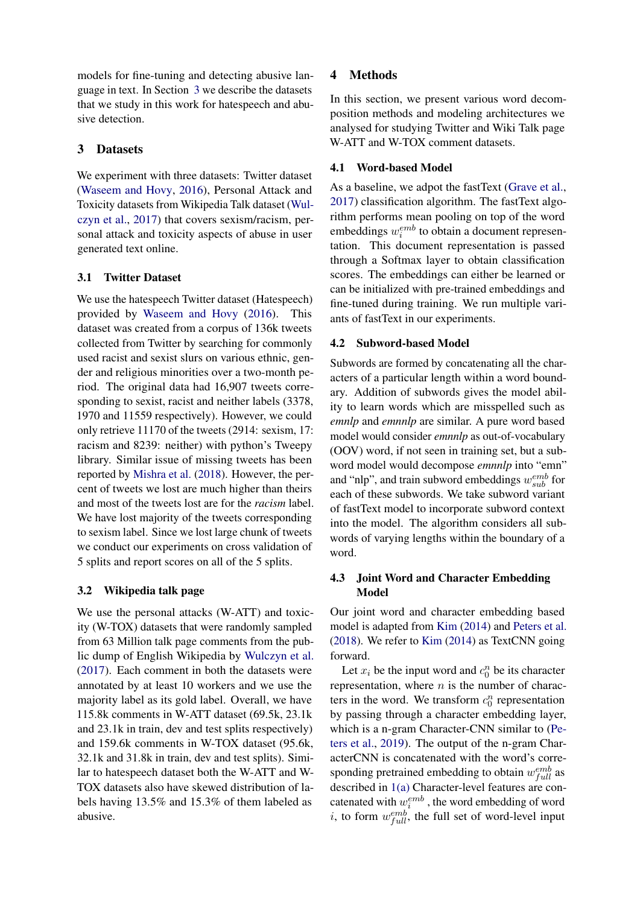models for fine-tuning and detecting abusive language in text. In Section 3 we describe the datasets that we study in this work for hatespeech and abusive detection.

## 3 Datasets

We experiment with three datasets: Twitter dataset (Waseem and Hovy, 2016), Personal Attack and Toxicity datasets from Wikipedia Talk dataset (Wulczyn et al., 2017) that covers sexism/racism, personal attack and toxicity aspects of abuse in user generated text online.

### 3.1 Twitter Dataset

We use the hatespeech Twitter dataset (Hatespeech) provided by Waseem and Hovy (2016). This dataset was created from a corpus of 136k tweets collected from Twitter by searching for commonly used racist and sexist slurs on various ethnic, gender and religious minorities over a two-month period. The original data had 16,907 tweets corresponding to sexist, racist and neither labels (3378, 1970 and 11559 respectively). However, we could only retrieve 11170 of the tweets (2914: sexism, 17: racism and 8239: neither) with python's Tweepy library. Similar issue of missing tweets has been reported by Mishra et al. (2018). However, the percent of tweets we lost are much higher than theirs and most of the tweets lost are for the *racism* label. We have lost majority of the tweets corresponding to sexism label. Since we lost large chunk of tweets we conduct our experiments on cross validation of 5 splits and report scores on all of the 5 splits.

### 3.2 Wikipedia talk page

We use the personal attacks (W-ATT) and toxicity (W-TOX) datasets that were randomly sampled from 63 Million talk page comments from the public dump of English Wikipedia by Wulczyn et al. (2017). Each comment in both the datasets were annotated by at least 10 workers and we use the majority label as its gold label. Overall, we have 115.8k comments in W-ATT dataset (69.5k, 23.1k and 23.1k in train, dev and test splits respectively) and 159.6k comments in W-TOX dataset (95.6k, 32.1k and 31.8k in train, dev and test splits). Similar to hatespeech dataset both the W-ATT and W-TOX datasets also have skewed distribution of labels having 13.5% and 15.3% of them labeled as abusive.

## 4 Methods

In this section, we present various word decomposition methods and modeling architectures we analysed for studying Twitter and Wiki Talk page W-ATT and W-TOX comment datasets.

### 4.1 Word-based Model

As a baseline, we adpot the fastText (Grave et al., 2017) classification algorithm. The fastText algorithm performs mean pooling on top of the word embeddings $w_i^{emb}$ to obtain a document representation. This document representation is passed through a Softmax layer to obtain classification scores. The embeddings can either be learned or can be initialized with pre-trained embeddings and fine-tuned during training. We run multiple variants of fastText in our experiments.

### 4.2 Subword-based Model

Subwords are formed by concatenating all the characters of a particular length within a word boundary. Addition of subwords gives the model ability to learn words which are misspelled such as *emnlp* and *emnnlp* are similar. A pure word based model would consider *emnnlp* as out-of-vocabulary (OOV) word, if not seen in training set, but a subword model would decompose *emnnlp* into "emn" and "nlp", and train subword embeddings $w_{sub}^{emb}$ for each of these subwords. We take subword variant of fastText model to incorporate subword context into the model. The algorithm considers all subwords of varying lengths within the boundary of a word.

### 4.3 Joint Word and Character Embedding Model

Our joint word and character embedding based model is adapted from Kim (2014) and Peters et al. (2018). We refer to Kim (2014) as TextCNN going forward.

Let $x_i$ be the input word and $c_0^n$ be its character representation, where $n$ is the number of characters in the word. We transform $c_0^n$ representation by passing through a character embedding layer, which is a n-gram Character-CNN similar to (Peters et al., 2019). The output of the n-gram CharacterCNN is concatenated with the word's corresponding pretrained embedding to obtain $w_{full}^{emb}$ as described in 1(a) Character-level features are concatenated with $w_i^{emb}$ , the word embedding of word $i$, to form $w_{full}^{emb}$, the full set of word-level input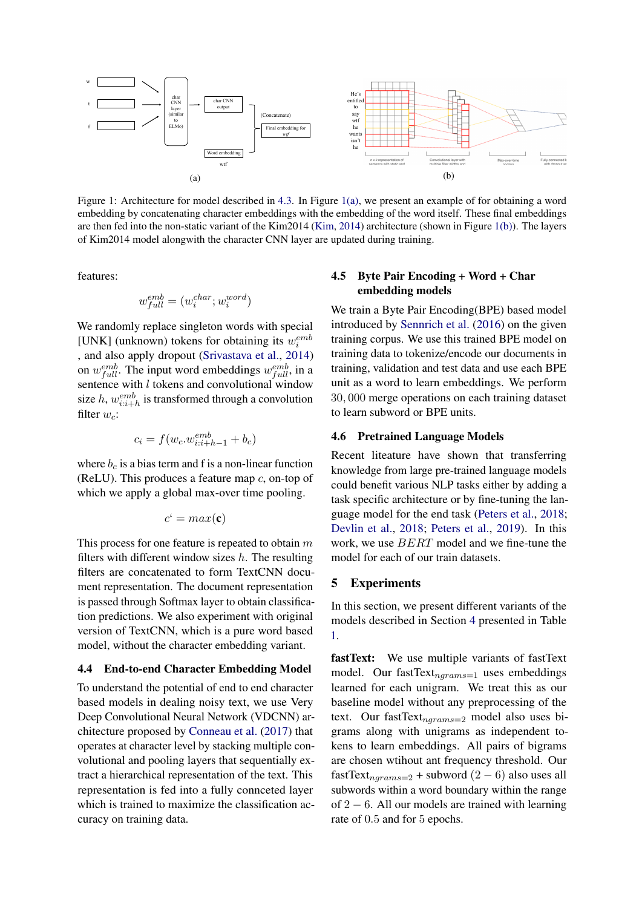Figure 1: Architecture for model described in 4.3. In Figure 1(a), we present an example of for obtaining a word embedding by concatenating character embeddings with the embedding of the word itself. These final embeddings are then fed into the non-static variant of the Kim2014 (Kim, 2014) architecture (shown in Figure 1(b)). The layers of Kim2014 model alongwith the character CNN layer are updated during training.

features:

$$w_{full}^{emb} = (w_i^{char}; w_i^{word})$$

We randomly replace singleton words with special [UNK] (unknown) tokens for obtaining its $w_i^{emb}$, and also apply dropout (Srivastava et al., 2014) on $w_{full}^{emb}$. The input word embeddings $w_{full}^{emb}$, in a sentence with $l$ tokens and convolutional window size $h$, $w_{i:i+h}^{emb}$ is transformed through a convolution filter $w_c$:

$$c_i = f(w_c.w_{i:i+h-1}^{emb} + b_c)$$

where $b_c$ is a bias term and f is a non-linear function (ReLU). This produces a feature map $c$, on-top of which we apply a global max-over time pooling.

$$c` = max(\mathbf{c})$$

This process for one feature is repeated to obtain $m$ filters with different window sizes $h$. The resulting filters are concatenated to form TextCNN document representation. The document representation is passed through Softmax layer to obtain classification predictions. We also experiment with original version of TextCNN, which is a pure word based model, without the character embedding variant.

### 4.4 End-to-end Character Embedding Model

To understand the potential of end to end character based models in dealing noisy text, we use Very Deep Convolutional Neural Network (VDCNN) architecture proposed by Conneau et al. (2017) that operates at character level by stacking multiple convolutional and pooling layers that sequentially extract a hierarchical representation of the text. This representation is fed into a fully connceted layer which is trained to maximize the classification accuracy on training data.

### 4.5 Byte Pair Encoding + Word + Char embedding models

We train a Byte Pair Encoding(BPE) based model introduced by Sennrich et al. (2016) on the given training corpus. We use this trained BPE model on training data to tokenize/encode our documents in training, validation and test data and use each BPE unit as a word to learn embeddings. We perform $30,000$ merge operations on each training dataset to learn subword or BPE units.

### 4.6 Pretrained Language Models

Recent liteature have shown that transferring knowledge from large pre-trained language models could benefit various NLP tasks either by adding a task specific architecture or by fine-tuning the language model for the end task (Peters et al., 2018; Devlin et al., 2018; Peters et al., 2019). In this work, we use $BERT$ model and we fine-tune the model for each of our train datasets.

## 5 Experiments

In this section, we present different variants of the models described in Section 4 presented in Table 1.

**fastText:** We use multiple variants of fastText model. Our fastText$_{ngrams=1}$ uses embeddings learned for each unigram. We treat this as our baseline model without any preprocessing of the text. Our fastText$_{ngrams=2}$ model also uses bigrams along with unigrams as independent tokens to learn embeddings. All pairs of bigrams are chosen wtihout ant frequency threshold. Our fastText$_{ngrams=2}$ + subword $(2-6)$ also uses all subwords within a word boundary within the range of $2-6$. All our models are trained with learning rate of $0.5$ and for $5$ epochs.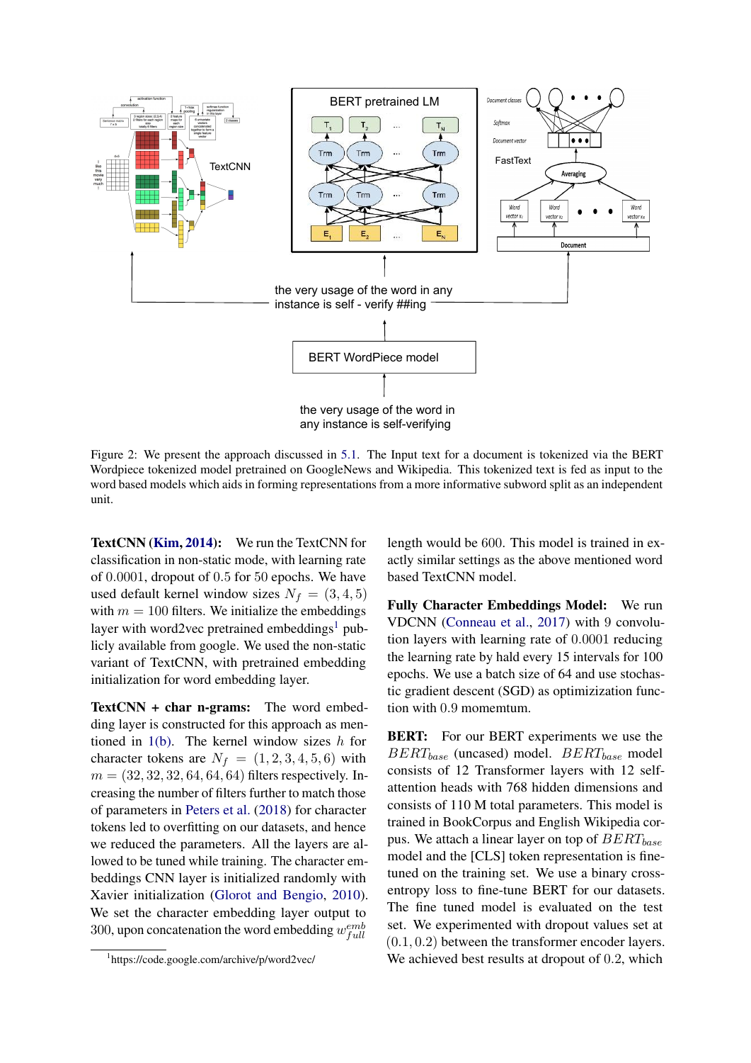Figure 2: We present the approach discussed in 5.1. The Input text for a document is tokenized via the BERT Wordpiece tokenized model pretrained on GoogleNews and Wikipedia. This tokenized text is fed as input to the word based models which aids in forming representations from a more informative subword split as an independent unit.

**TextCNN (Kim, 2014):** We run the TextCNN for classification in non-static mode, with learning rate of 0.0001, dropout of 0.5 for 50 epochs. We have used default kernel window sizes $N_f = (3, 4, 5)$ with $m = 100$ filters. We initialize the embeddings layer with word2vec pretrained embeddings[1] publicly available from google. We used the non-static variant of TextCNN, with pretrained embedding initialization for word embedding layer.

**TextCNN + char n-grams:** The word embedding layer is constructed for this approach as mentioned in 1(b). The kernel window sizes $h$ for character tokens are $N_f = (1, 2, 3, 4, 5, 6)$ with $m = (32, 32, 32, 64, 64, 64)$ filters respectively. Increasing the number of filters further to match those of parameters in Peters et al. (2018) for character tokens led to overfitting on our datasets, and hence we reduced the parameters. All the layers are allowed to be tuned while training. The character embeddings CNN layer is initialized randomly with Xavier initialization (Glorot and Bengio, 2010). We set the character embedding layer output to 300, upon concatenation the word embedding $w^{emb}_{full}$ length would be 600. This model is trained in exactly similar settings as the above mentioned word based TextCNN model.

**Fully Character Embeddings Model:** We run VDCNN (Conneau et al., 2017) with 9 convolution layers with learning rate of 0.0001 reducing the learning rate by hald every 15 intervals for 100 epochs. We use a batch size of 64 and use stochastic gradient descent (SGD) as optimizization function with 0.9 momemtum.

**BERT:** For our BERT experiments we use the $BERT_{base}$ (uncased) model. $BERT_{base}$ model consists of 12 Transformer layers with 12 self-attention heads with 768 hidden dimensions and consists of 110 M total parameters. This model is trained in BookCorpus and English Wikipedia corpus. We attach a linear layer on top of $BERT_{base}$ model and the [CLS] token representation is fine-tuned on the training set. We use a binary cross-entropy loss to fine-tune BERT for our datasets. The fine tuned model is evaluated on the test set. We experimented with dropout values set at $(0.1, 0.2)$ between the transformer encoder layers. We achieved best results at dropout of 0.2, which

[1] https://code.google.com/archive/p/word2vec/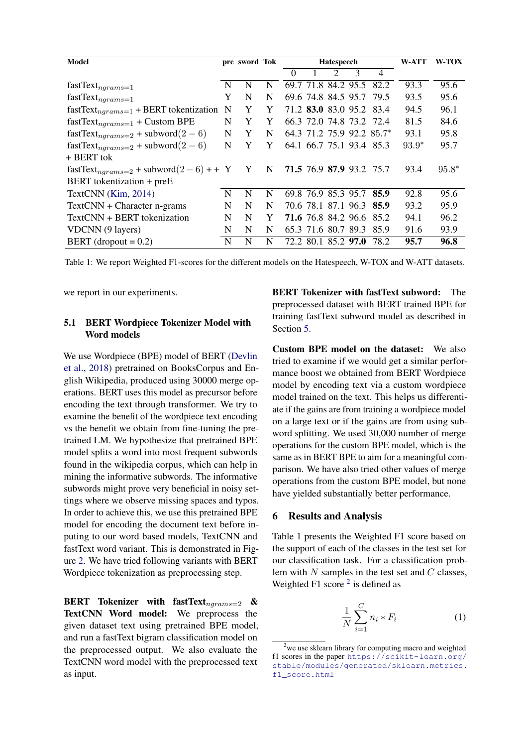| Model | pre | sword | Tok | Hatespeech | | | | | W-ATT | W-TOX |
|---|---|---|---|---|---|---|---|---|---|---|
| | | | | 0 | 1 | 2 | 3 | 4 | | |
| fastText$_{ngrams=1}$ | N | N | N | 69.7 | 71.8 | 84.2 | 95.5 | 82.2 | 93.3 | 95.6 |
| fastText$_{ngrams=1}$ | Y | N | N | 69.6 | 74.8 | 84.5 | 95.7 | 79.5 | 93.5 | 95.6 |
| fastText$_{ngrams=1}$ + BERT tokenization | N | Y | Y | 71.2 | **83.0** | 83.0 | 95.2 | 83.4 | 94.5 | 96.1 |
| fastText$_{ngrams=1}$ + Custom BPE | N | Y | Y | 66.3 | 72.0 | 74.8 | 73.2 | 72.4 | 81.5 | 84.6 |
| fastText$_{ngrams=2}$ + subword$(2-6)$ | N | Y | N | 64.3 | 71.2 | 75.9 | 92.2 | 85.7* | 93.1 | 95.8 |
| fastText$_{ngrams=2}$ + subword$(2-6)$ + BERT tok | N | Y | Y | 64.1 | 66.7 | 75.1 | 93.4 | 85.3 | 93.9* | 95.7 |
| fastText$_{ngrams=2}$ + subword$(2-6)$ + + BERT tokenization + preE | Y | Y | N | **71.5** | 76.9 | **87.9** | 93.2 | 75.7 | 93.4 | 95.8* |
| TextCNN (Kim, 2014) | N | N | N | 69.8 | 76.9 | 85.3 | 95.7 | **85.9** | 92.8 | 95.6 |
| TextCNN + Character n-grams | N | N | N | 70.6 | 78.1 | 87.1 | 96.3 | **85.9** | 93.2 | 95.9 |
| TextCNN + BERT tokenization | N | N | Y | **71.6** | 76.8 | 84.2 | 96.6 | 85.2 | 94.1 | 96.2 |
| VDCNN (9 layers) | N | N | N | 65.3 | 71.6 | 80.7 | 89.3 | 85.9 | 91.6 | 93.9 |
| BERT (dropout = 0.2) | N | N | N | 72.2 | 80.1 | 85.2 | **97.0** | 78.2 | **95.7** | **96.8** |

Table 1: We report Weighted F1-scores for the different models on the Hatespeech, W-TOX and W-ATT datasets.

we report in our experiments.

### 5.1 BERT Wordpiece Tokenizer Model with Word models

We use Wordpiece (BPE) model of BERT (Devlin et al., 2018) pretrained on BooksCorpus and English Wikipedia, produced using 30000 merge operations. BERT uses this model as precursor before encoding the text through transformer. We try to examine the benefit of the wordpiece text encoding vs the benefit we obtain from fine-tuning the pretrained LM. We hypothesize that pretrained BPE model splits a word into most frequent subwords found in the wikipedia corpus, which can help in mining the informative subwords. The informative subwords might prove very beneficial in noisy settings where we observe missing spaces and typos. In order to achieve this, we use this pretrained BPE model for encoding the document text before inputing to our word based models, TextCNN and fastText word variant. This is demonstrated in Figure 2. We have tried following variants with BERT Wordpiece tokenization as preprocessing step.

**BERT Tokenizer with fastText$_{ngrams=2}$ & TextCNN Word model:** We preprocess the given dataset text using pretrained BPE model, and run a fastText bigram classification model on the preprocessed output. We also evaluate the TextCNN word model with the preprocessed text as input.

**BERT Tokenizer with fastText subword:** The preprocessed dataset with BERT trained BPE for training fastText subword model as described in Section 5.

**Custom BPE model on the dataset:** We also tried to examine if we would get a similar performance boost we obtained from BERT Wordpiece model by encoding text via a custom wordpiece model trained on the text. This helps us differentiate if the gains are from training a wordpiece model on a large text or if the gains are from using subword splitting. We used 30,000 number of merge operations for the custom BPE model, which is the same as in BERT BPE to aim for a meaningful comparison. We have also tried other values of merge operations from the custom BPE model, but none have yielded substantially better performance.

## 6 Results and Analysis

Table 1 presents the Weighted F1 score based on the support of each of the classes in the test set for our classification task. For a classification problem with $N$ samples in the test set and $C$ classes, Weighted F1 score [2] is defined as

$$\frac{1}{N}\sum_{i=1}^{C} n_i * F_i \qquad (1)$$

[2] we use sklearn library for computing macro and weighted f1 scores in the paper https://scikit-learn.org/stable/modules/generated/sklearn.metrics.f1_score.html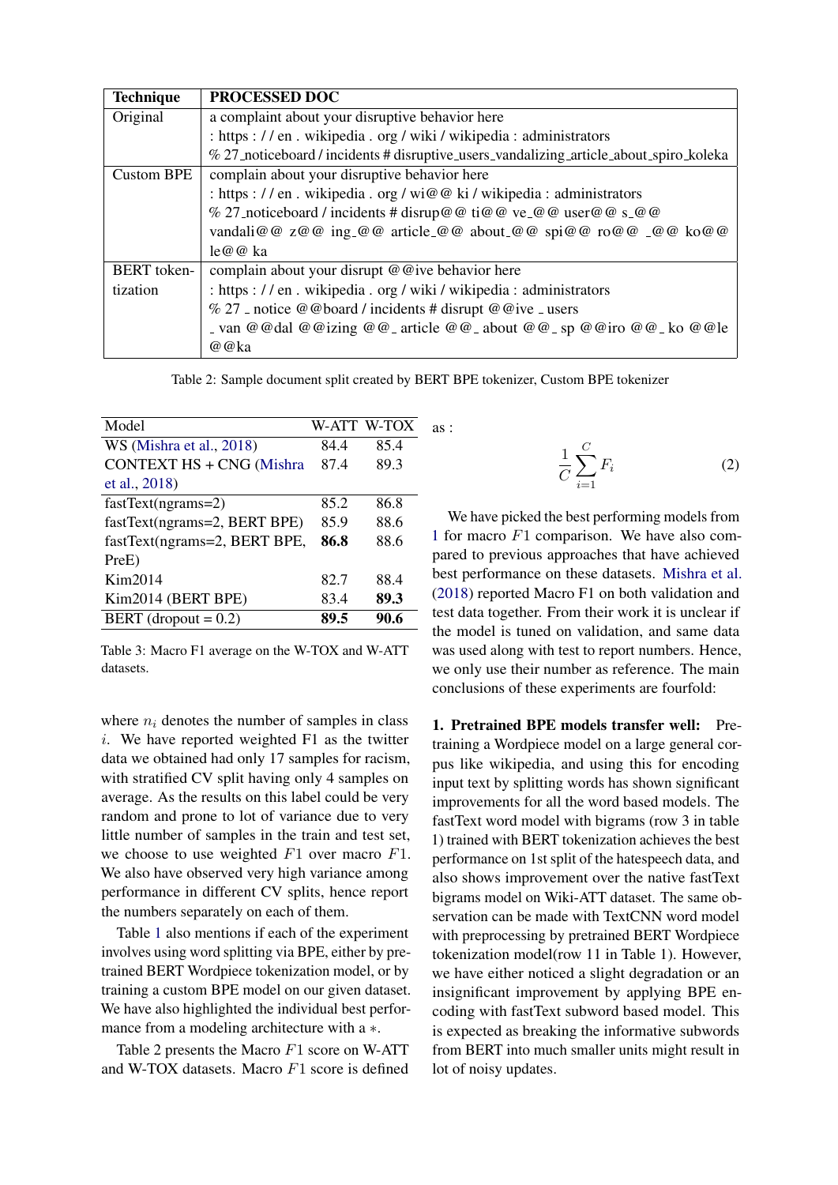| Technique | PROCESSED DOC |
|---|---|
| Original | a complaint about your disruptive behavior here : https : / / en . wikipedia . org / wiki / wikipedia : administrators % 27_noticeboard / incidents # disruptive_users_vandalizing_article_about_spiro_koleka |
| Custom BPE | complain about your disruptive behavior here : https : / / en . wikipedia . org / wi@@ ki / wikipedia : administrators % 27_noticeboard / incidents # disrup@@ ti@@ ve_@@ user@@ s_@@ vandali@@ z@@ ing_@@ article_@@ about_@@ spi@@ ro@@ _@@ ko@@ le@@ ka |
| BERT tokentization | complain about your disrupt @@ive behavior here : https : / / en . wikipedia . org / wiki / wikipedia : administrators % 27 _ notice @@board / incidents # disrupt @@ive _ users _ van @@dal @@izing @@_ article @@_ about @@_ sp @@iro @@_ ko @@le @@ka |

Table 2: Sample document split created by BERT BPE tokenizer, Custom BPE tokenizer

| Model | W-ATT | W-TOX |
|---|---|---|
| WS (Mishra et al., 2018) | 84.4 | 85.4 |
| CONTEXT HS + CNG (Mishra et al., 2018) | 87.4 | 89.3 |
| fastText(ngrams=2) | 85.2 | 86.8 |
| fastText(ngrams=2, BERT BPE) | 85.9 | 88.6 |
| fastText(ngrams=2, BERT BPE, PreE) | **86.8** | 88.6 |
| Kim2014 | 82.7 | 88.4 |
| Kim2014 (BERT BPE) | 83.4 | **89.3** |
| BERT (dropout = 0.2) | **89.5** | **90.6** |

Table 3: Macro F1 average on the W-TOX and W-ATT datasets.

where $n_i$ denotes the number of samples in class $i$. We have reported weighted F1 as the twitter data we obtained had only 17 samples for racism, with stratified CV split having only 4 samples on average. As the results on this label could be very random and prone to lot of variance due to very little number of samples in the train and test set, we choose to use weighted $F1$ over macro $F1$. We also have observed very high variance among performance in different CV splits, hence report the numbers separately on each of them.

Table 1 also mentions if each of the experiment involves using word splitting via BPE, either by pre-trained BERT Wordpiece tokenization model, or by training a custom BPE model on our given dataset. We have also highlighted the individual best performance from a modeling architecture with a $*$.

Table 2 presents the Macro $F1$ score on W-ATT and W-TOX datasets. Macro $F1$ score is defined as :

$$\frac{1}{C}\sum_{i=1}^{C} F_i \tag{2}$$

We have picked the best performing models from 1 for macro $F1$ comparison. We have also compared to previous approaches that have achieved best performance on these datasets. Mishra et al. (2018) reported Macro F1 on both validation and test data together. From their work it is unclear if the model is tuned on validation, and same data was used along with test to report numbers. Hence, we only use their number as reference. The main conclusions of these experiments are fourfold:

**1. Pretrained BPE models transfer well:** Pre-training a Wordpiece model on a large general corpus like wikipedia, and using this for encoding input text by splitting words has shown significant improvements for all the word based models. The fastText word model with bigrams (row 3 in table 1) trained with BERT tokenization achieves the best performance on 1st split of the hatespeech data, and also shows improvement over the native fastText bigrams model on Wiki-ATT dataset. The same observation can be made with TextCNN word model with preprocessing by pretrained BERT Wordpiece tokenization model(row 11 in Table 1). However, we have either noticed a slight degradation or an insignificant improvement by applying BPE encoding with fastText subword based model. This is expected as breaking the informative subwords from BERT into much smaller units might result in lot of noisy updates.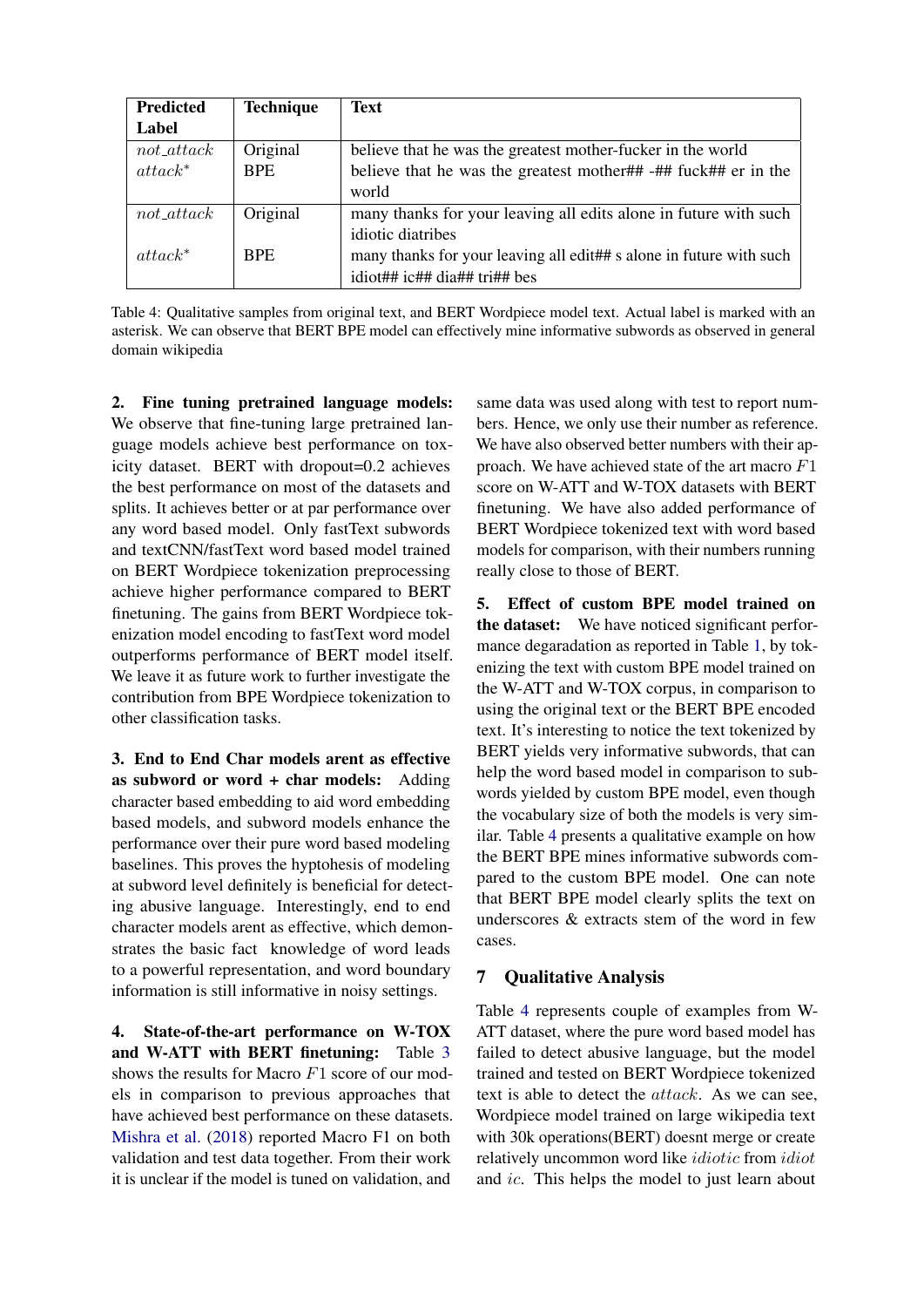| Predicted Label | Technique | Text |
|---|---|---|
| $not\_attack$ | Original | believe that he was the greatest mother-fucker in the world |
| $attack^*$ | BPE | believe that he was the greatest mother## -## fuck## er in the world |
| $not\_attack$ | Original | many thanks for your leaving all edits alone in future with such idiotic diatribes |
| $attack^*$ | BPE | many thanks for your leaving all edit## s alone in future with such idiot## ic## dia## tri## bes |

Table 4: Qualitative samples from original text, and BERT Wordpiece model text. Actual label is marked with an asterisk. We can observe that BERT BPE model can effectively mine informative subwords as observed in general domain wikipedia

**2. Fine tuning pretrained language models:** We observe that fine-tuning large pretrained language models achieve best performance on toxicity dataset. BERT with dropout=0.2 achieves the best performance on most of the datasets and splits. It achieves better or at par performance over any word based model. Only fastText subwords and textCNN/fastText word based model trained on BERT Wordpiece tokenization preprocessing achieve higher performance compared to BERT finetuning. The gains from BERT Wordpiece tokenization model encoding to fastText word model outperforms performance of BERT model itself. We leave it as future work to further investigate the contribution from BPE Wordpiece tokenization to other classification tasks.

**3. End to End Char models arent as effective as subword or word + char models:** Adding character based embedding to aid word embedding based models, and subword models enhance the performance over their pure word based modeling baselines. This proves the hyptothesis of modeling at subword level definitely is beneficial for detecting abusive language. Interestingly, end to end character models arent as effective, which demonstrates the basic fact knowledge of word leads to a powerful representation, and word boundary information is still informative in noisy settings.

**4. State-of-the-art performance on W-TOX and W-ATT with BERT finetuning:** Table 3 shows the results for Macro $F1$ score of our models in comparison to previous approaches that have achieved best performance on these datasets. Mishra et al. (2018) reported Macro F1 on both validation and test data together. From their work it is unclear if the model is tuned on validation, and same data was used along with test to report numbers. Hence, we only use their number as reference. We have also observed better numbers with their approach. We have achieved state of the art macro $F1$ score on W-ATT and W-TOX datasets with BERT finetuning. We have also added performance of BERT Wordpiece tokenized text with word based models for comparison, with their numbers running really close to those of BERT.

**5. Effect of custom BPE model trained on the dataset:** We have noticed significant performance degaradation as reported in Table 1, by tokenizing the text with custom BPE model trained on the W-ATT and W-TOX corpus, in comparison to using the original text or the BERT BPE encoded text. It's interesting to notice the text tokenized by BERT yields very informative subwords, that can help the word based model in comparison to subwords yielded by custom BPE model, even though the vocabulary size of both the models is very similar. Table 4 presents a qualitative example on how the BERT BPE mines informative subwords compared to the custom BPE model. One can note that BERT BPE model clearly splits the text on underscores & extracts stem of the word in few cases.

## 7 Qualitative Analysis

Table 4 represents couple of examples from W-ATT dataset, where the pure word based model has failed to detect abusive language, but the model trained and tested on BERT Wordpiece tokenized text is able to detect the $attack$. As we can see, Wordpiece model trained on large wikipedia text with 30k operations(BERT) doesnt merge or create relatively uncommon word like $idiotic$ from $idiot$ and $ic$. This helps the model to just learn about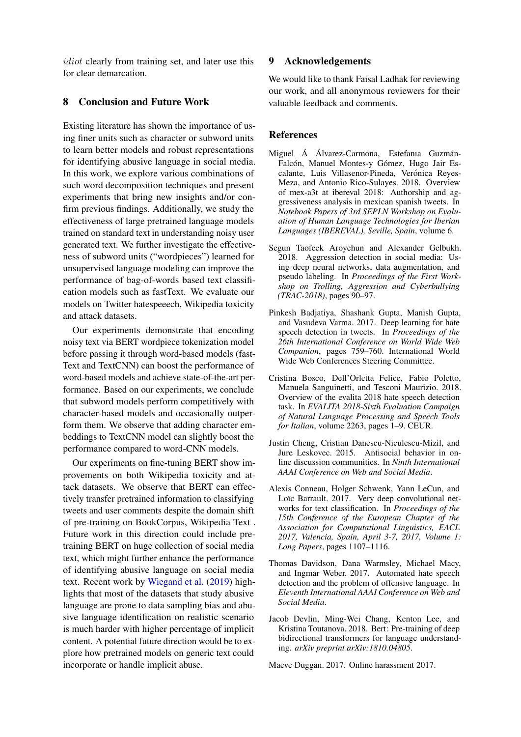*idiot* clearly from training set, and later use this for clear demarcation.

## 8 Conclusion and Future Work

Existing literature has shown the importance of using finer units such as character or subword units to learn better models and robust representations for identifying abusive language in social media. In this work, we explore various combinations of such word decomposition techniques and present experiments that bring new insights and/or confirm previous findings. Additionally, we study the effectiveness of large pretrained language models trained on standard text in understanding noisy user generated text. We further investigate the effectiveness of subword units ("wordpieces") learned for unsupervised language modeling can improve the performance of bag-of-words based text classification models such as fastText. We evaluate our models on Twitter hatespeeech, Wikipedia toxicity and attack datasets.

Our experiments demonstrate that encoding noisy text via BERT wordpiece tokenization model before passing it through word-based models (fastText and TextCNN) can boost the performance of word-based models and achieve state-of-the-art performance. Based on our experiments, we conclude that subword models perform competitively with character-based models and occasionally outperform them. We observe that adding character embeddings to TextCNN model can slightly boost the performance compared to word-CNN models.

Our experiments on fine-tuning BERT show improvements on both Wikipedia toxicity and attack datasets. We observe that BERT can effectively transfer pretrained information to classifying tweets and user comments despite the domain shift of pre-training on BookCorpus, Wikipedia Text . Future work in this direction could include pretraining BERT on huge collection of social media text, which might further enhance the performance of identifying abusive language on social media text. Recent work by Wiegand et al. (2019) highlights that most of the datasets that study abusive language are prone to data sampling bias and abusive language identification on realistic scenario is much harder with higher percentage of implicit content. A potential future direction would be to explore how pretrained models on generic text could incorporate or handle implicit abuse.

## 9 Acknowledgements

We would like to thank Faisal Ladhak for reviewing our work, and all anonymous reviewers for their valuable feedback and comments.

## References

Miguel Á Álvarez-Carmona, Estefanıa Guzmán-Falcón, Manuel Montes-y Gómez, Hugo Jair Escalante, Luis Villasenor-Pineda, Verónica Reyes-Meza, and Antonio Rico-Sulayes. 2018. Overview of mex-a3t at ibereval 2018: Authorship and aggressiveness analysis in mexican spanish tweets. In *Notebook Papers of 3rd SEPLN Workshop on Evaluation of Human Language Technologies for Iberian Languages (IBEREVAL), Seville, Spain*, volume 6.

Segun Taofeek Aroyehun and Alexander Gelbukh. 2018. Aggression detection in social media: Using deep neural networks, data augmentation, and pseudo labeling. In *Proceedings of the First Workshop on Trolling, Aggression and Cyberbullying (TRAC-2018)*, pages 90–97.

Pinkesh Badjatiya, Shashank Gupta, Manish Gupta, and Vasudeva Varma. 2017. Deep learning for hate speech detection in tweets. In *Proceedings of the 26th International Conference on World Wide Web Companion*, pages 759–760. International World Wide Web Conferences Steering Committee.

Cristina Bosco, Dell'Orletta Felice, Fabio Poletto, Manuela Sanguinetti, and Tesconi Maurizio. 2018. Overview of the evalita 2018 hate speech detection task. In *EVALITA 2018-Sixth Evaluation Campaign of Natural Language Processing and Speech Tools for Italian*, volume 2263, pages 1–9. CEUR.

Justin Cheng, Cristian Danescu-Niculescu-Mizil, and Jure Leskovec. 2015. Antisocial behavior in online discussion communities. In *Ninth International AAAI Conference on Web and Social Media*.

Alexis Conneau, Holger Schwenk, Yann LeCun, and Loïc Barrault. 2017. Very deep convolutional networks for text classification. In *Proceedings of the 15th Conference of the European Chapter of the Association for Computational Linguistics, EACL 2017, Valencia, Spain, April 3-7, 2017, Volume 1: Long Papers*, pages 1107–1116.

Thomas Davidson, Dana Warmsley, Michael Macy, and Ingmar Weber. 2017. Automated hate speech detection and the problem of offensive language. In *Eleventh International AAAI Conference on Web and Social Media*.

Jacob Devlin, Ming-Wei Chang, Kenton Lee, and Kristina Toutanova. 2018. Bert: Pre-training of deep bidirectional transformers for language understanding. *arXiv preprint arXiv:1810.04805*.

Maeve Duggan. 2017. Online harassment 2017.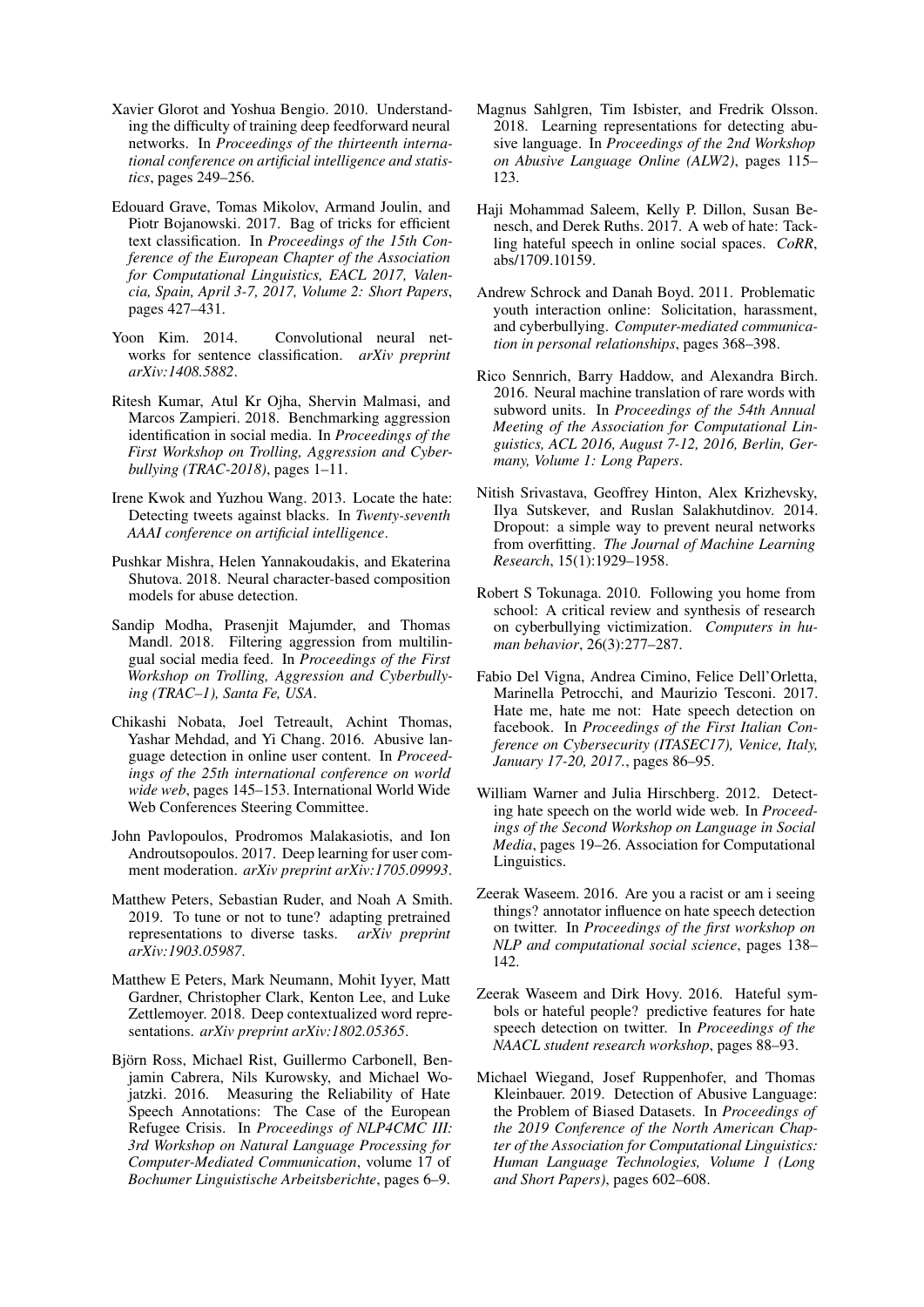Xavier Glorot and Yoshua Bengio. 2010. Understanding the difficulty of training deep feedforward neural networks. In *Proceedings of the thirteenth international conference on artificial intelligence and statistics*, pages 249–256.

Edouard Grave, Tomas Mikolov, Armand Joulin, and Piotr Bojanowski. 2017. Bag of tricks for efficient text classification. In *Proceedings of the 15th Conference of the European Chapter of the Association for Computational Linguistics, EACL 2017, Valencia, Spain, April 3-7, 2017, Volume 2: Short Papers*, pages 427–431.

Yoon Kim. 2014. Convolutional neural networks for sentence classification. *arXiv preprint arXiv:1408.5882*.

Ritesh Kumar, Atul Kr Ojha, Shervin Malmasi, and Marcos Zampieri. 2018. Benchmarking aggression identification in social media. In *Proceedings of the First Workshop on Trolling, Aggression and Cyberbullying (TRAC-2018)*, pages 1–11.

Irene Kwok and Yuzhou Wang. 2013. Locate the hate: Detecting tweets against blacks. In *Twenty-seventh AAAI conference on artificial intelligence*.

Pushkar Mishra, Helen Yannakoudakis, and Ekaterina Shutova. 2018. Neural character-based composition models for abuse detection.

Sandip Modha, Prasenjit Majumder, and Thomas Mandl. 2018. Filtering aggression from multilingual social media feed. In *Proceedings of the First Workshop on Trolling, Aggression and Cyberbullying (TRAC–1), Santa Fe, USA*.

Chikashi Nobata, Joel Tetreault, Achint Thomas, Yashar Mehdad, and Yi Chang. 2016. Abusive language detection in online user content. In *Proceedings of the 25th international conference on world wide web*, pages 145–153. International World Wide Web Conferences Steering Committee.

John Pavlopoulos, Prodromos Malakasiotis, and Ion Androutsopoulos. 2017. Deep learning for user comment moderation. *arXiv preprint arXiv:1705.09993*.

Matthew Peters, Sebastian Ruder, and Noah A Smith. 2019. To tune or not to tune? adapting pretrained representations to diverse tasks. *arXiv preprint arXiv:1903.05987*.

Matthew E Peters, Mark Neumann, Mohit Iyyer, Matt Gardner, Christopher Clark, Kenton Lee, and Luke Zettlemoyer. 2018. Deep contextualized word representations. *arXiv preprint arXiv:1802.05365*.

Björn Ross, Michael Rist, Guillermo Carbonell, Benjamin Cabrera, Nils Kurowsky, and Michael Wojatzki. 2016. Measuring the Reliability of Hate Speech Annotations: The Case of the European Refugee Crisis. In *Proceedings of NLP4CMC III: 3rd Workshop on Natural Language Processing for Computer-Mediated Communication*, volume 17 of *Bochumer Linguistische Arbeitsberichte*, pages 6–9.

Magnus Sahlgren, Tim Isbister, and Fredrik Olsson. 2018. Learning representations for detecting abusive language. In *Proceedings of the 2nd Workshop on Abusive Language Online (ALW2)*, pages 115–123.

Haji Mohammad Saleem, Kelly P. Dillon, Susan Benesch, and Derek Ruths. 2017. A web of hate: Tackling hateful speech in online social spaces. *CoRR*, abs/1709.10159.

Andrew Schrock and Danah Boyd. 2011. Problematic youth interaction online: Solicitation, harassment, and cyberbullying. *Computer-mediated communication in personal relationships*, pages 368–398.

Rico Sennrich, Barry Haddow, and Alexandra Birch. 2016. Neural machine translation of rare words with subword units. In *Proceedings of the 54th Annual Meeting of the Association for Computational Linguistics, ACL 2016, August 7-12, 2016, Berlin, Germany, Volume 1: Long Papers*.

Nitish Srivastava, Geoffrey Hinton, Alex Krizhevsky, Ilya Sutskever, and Ruslan Salakhutdinov. 2014. Dropout: a simple way to prevent neural networks from overfitting. *The Journal of Machine Learning Research*, 15(1):1929–1958.

Robert S Tokunaga. 2010. Following you home from school: A critical review and synthesis of research on cyberbullying victimization. *Computers in human behavior*, 26(3):277–287.

Fabio Del Vigna, Andrea Cimino, Felice Dell'Orletta, Marinella Petrocchi, and Maurizio Tesconi. 2017. Hate me, hate me not: Hate speech detection on facebook. In *Proceedings of the First Italian Conference on Cybersecurity (ITASEC17), Venice, Italy, January 17-20, 2017.*, pages 86–95.

William Warner and Julia Hirschberg. 2012. Detecting hate speech on the world wide web. In *Proceedings of the Second Workshop on Language in Social Media*, pages 19–26. Association for Computational Linguistics.

Zeerak Waseem. 2016. Are you a racist or am i seeing things? annotator influence on hate speech detection on twitter. In *Proceedings of the first workshop on NLP and computational social science*, pages 138–142.

Zeerak Waseem and Dirk Hovy. 2016. Hateful symbols or hateful people? predictive features for hate speech detection on twitter. In *Proceedings of the NAACL student research workshop*, pages 88–93.

Michael Wiegand, Josef Ruppenhofer, and Thomas Kleinbauer. 2019. Detection of Abusive Language: the Problem of Biased Datasets. In *Proceedings of the 2019 Conference of the North American Chapter of the Association for Computational Linguistics: Human Language Technologies, Volume 1 (Long and Short Papers)*, pages 602–608.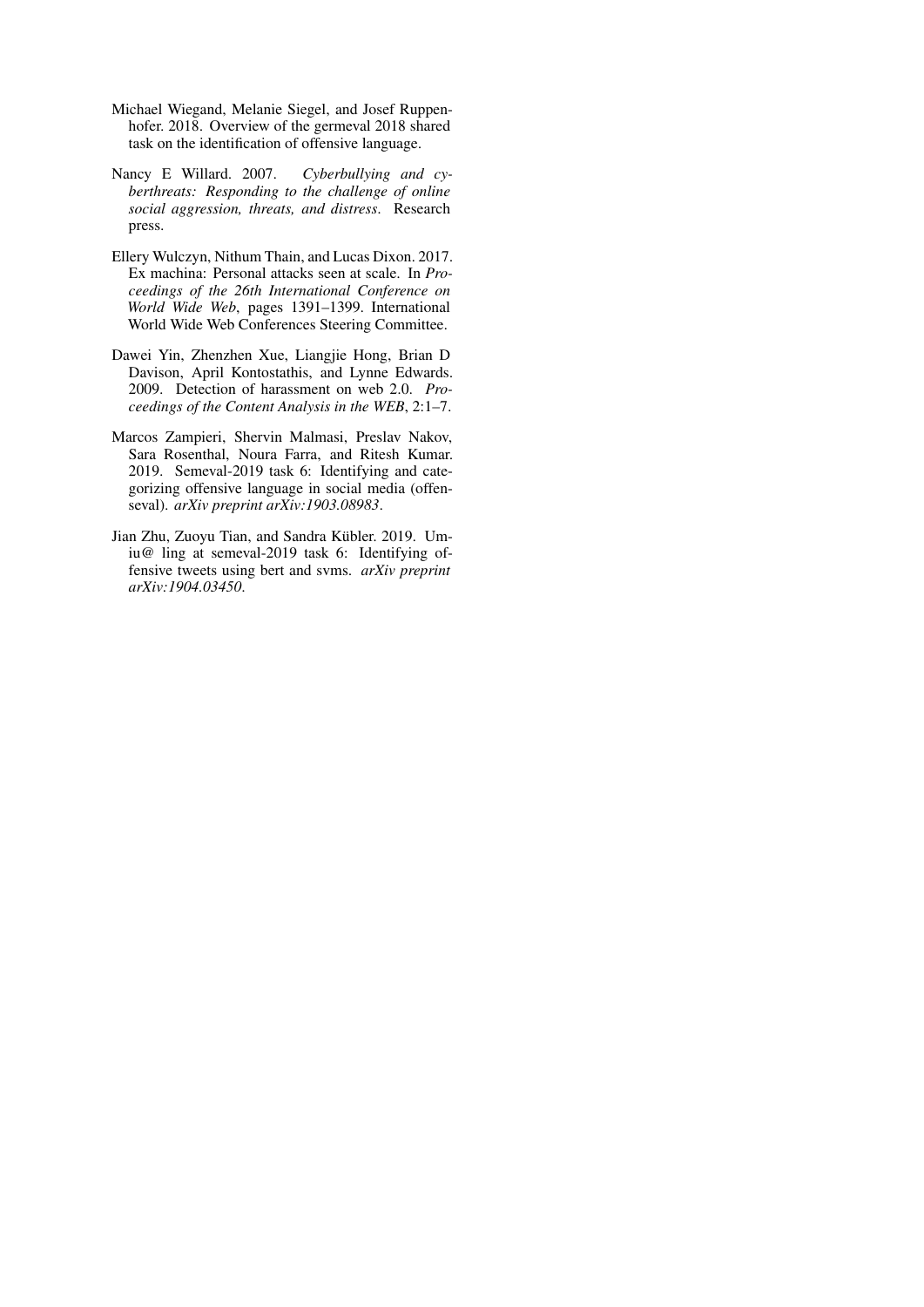Michael Wiegand, Melanie Siegel, and Josef Ruppenhofer. 2018. Overview of the germeval 2018 shared task on the identification of offensive language.

Nancy E Willard. 2007. *Cyberbullying and cyberthreats: Responding to the challenge of online social aggression, threats, and distress*. Research press.

Ellery Wulczyn, Nithum Thain, and Lucas Dixon. 2017. Ex machina: Personal attacks seen at scale. In *Proceedings of the 26th International Conference on World Wide Web*, pages 1391–1399. International World Wide Web Conferences Steering Committee.

Dawei Yin, Zhenzhen Xue, Liangjie Hong, Brian D Davison, April Kontostathis, and Lynne Edwards. 2009. Detection of harassment on web 2.0. *Proceedings of the Content Analysis in the WEB*, 2:1–7.

Marcos Zampieri, Shervin Malmasi, Preslav Nakov, Sara Rosenthal, Noura Farra, and Ritesh Kumar. 2019. Semeval-2019 task 6: Identifying and categorizing offensive language in social media (offenseval). *arXiv preprint arXiv:1903.08983*.

Jian Zhu, Zuoyu Tian, and Sandra Kübler. 2019. Um-iu@ ling at semeval-2019 task 6: Identifying offensive tweets using bert and svms. *arXiv preprint arXiv:1904.03450*.